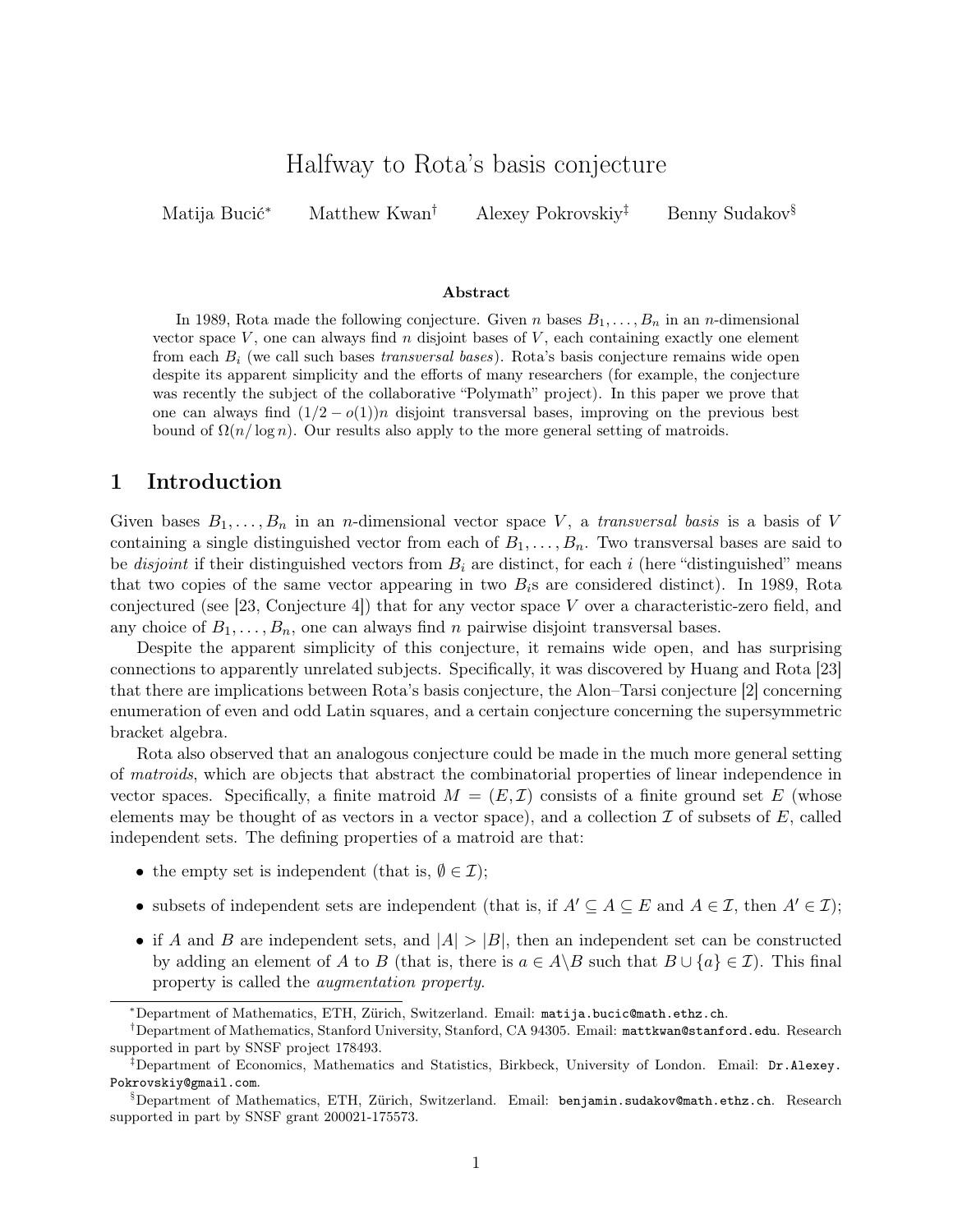# Halfway to Rota's basis conjecture

Matija Bucić[*] Matthew Kwan[†] Alexey Pokrovskiy[‡] Benny Sudakov[§]

### Abstract

In 1989, Rota made the following conjecture. Given $n$ bases $B_1, \ldots, B_n$ in an $n$-dimensional vector space $V$, one can always find $n$ disjoint bases of $V$, each containing exactly one element from each $B_i$ (we call such bases *transversal bases*). Rota's basis conjecture remains wide open despite its apparent simplicity and the efforts of many researchers (for example, the conjecture was recently the subject of the collaborative "Polymath" project). In this paper we prove that one can always find $(1/2 - o(1))n$ disjoint transversal bases, improving on the previous best bound of $\Omega(n/\log n)$. Our results also apply to the more general setting of matroids.

## 1 Introduction

Given bases $B_1, \ldots, B_n$ in an $n$-dimensional vector space $V$, a *transversal basis* is a basis of $V$ containing a single distinguished vector from each of $B_1, \ldots, B_n$. Two transversal bases are said to be *disjoint* if their distinguished vectors from $B_i$ are distinct, for each $i$ (here "distinguished" means that two copies of the same vector appearing in two $B_i$s are considered distinct). In 1989, Rota conjectured (see [23, Conjecture 4]) that for any vector space $V$ over a characteristic-zero field, and any choice of $B_1, \ldots, B_n$, one can always find $n$ pairwise disjoint transversal bases.

Despite the apparent simplicity of this conjecture, it remains wide open, and has surprising connections to apparently unrelated subjects. Specifically, it was discovered by Huang and Rota [23] that there are implications between Rota's basis conjecture, the Alon–Tarsi conjecture [2] concerning enumeration of even and odd Latin squares, and a certain conjecture concerning the supersymmetric bracket algebra.

Rota also observed that an analogous conjecture could be made in the much more general setting of *matroids*, which are objects that abstract the combinatorial properties of linear independence in vector spaces. Specifically, a finite matroid $M = (E, \mathcal{I})$ consists of a finite ground set $E$ (whose elements may be thought of as vectors in a vector space), and a collection $\mathcal{I}$ of subsets of $E$, called independent sets. The defining properties of a matroid are that:

- the empty set is independent (that is, $\emptyset \in \mathcal{I}$);
- subsets of independent sets are independent (that is, if $A' \subseteq A \subseteq E$ and $A \in \mathcal{I}$, then $A' \in \mathcal{I}$);
- if $A$ and $B$ are independent sets, and $|A| > |B|$, then an independent set can be constructed by adding an element of $A$ to $B$ (that is, there is $a \in A \backslash B$ such that $B \cup \{a\} \in \mathcal{I}$). This final property is called the *augmentation property*.

---

[*] Department of Mathematics, ETH, Zürich, Switzerland. Email: matija.bucic@math.ethz.ch.

[†] Department of Mathematics, Stanford University, Stanford, CA 94305. Email: mattkwan@stanford.edu. Research supported in part by SNSF project 178493.

[‡] Department of Economics, Mathematics and Statistics, Birkbeck, University of London. Email: Dr.Alexey.Pokrovskiy@gmail.com.

[§] Department of Mathematics, ETH, Zürich, Switzerland. Email: benjamin.sudakov@math.ethz.ch. Research supported in part by SNSF grant 200021-175573.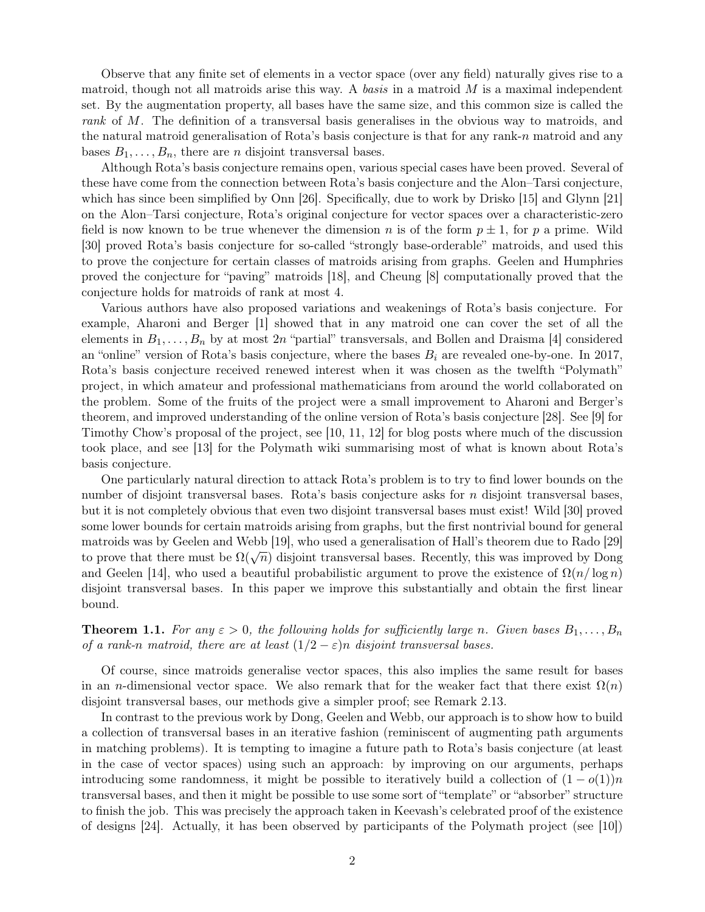Observe that any finite set of elements in a vector space (over any field) naturally gives rise to a matroid, though not all matroids arise this way. A *basis* in a matroid $M$ is a maximal independent set. By the augmentation property, all bases have the same size, and this common size is called the *rank* of $M$. The definition of a transversal basis generalises in the obvious way to matroids, and the natural matroid generalisation of Rota's basis conjecture is that for any rank-$n$ matroid and any bases $B_1, \ldots, B_n$, there are $n$ disjoint transversal bases.

Although Rota's basis conjecture remains open, various special cases have been proved. Several of these have come from the connection between Rota's basis conjecture and the Alon–Tarsi conjecture, which has since been simplified by Onn [26]. Specifically, due to work by Drisko [15] and Glynn [21] on the Alon–Tarsi conjecture, Rota's original conjecture for vector spaces over a characteristic-zero field is now known to be true whenever the dimension $n$ is of the form $p \pm 1$, for $p$ a prime. Wild [30] proved Rota's basis conjecture for so-called "strongly base-orderable" matroids, and used this to prove the conjecture for certain classes of matroids arising from graphs. Geelen and Humphries proved the conjecture for "paving" matroids [18], and Cheung [8] computationally proved that the conjecture holds for matroids of rank at most 4.

Various authors have also proposed variations and weakenings of Rota's basis conjecture. For example, Aharoni and Berger [1] showed that in any matroid one can cover the set of all the elements in $B_1, \ldots, B_n$ by at most $2n$ "partial" transversals, and Bollen and Draisma [4] considered an "online" version of Rota's basis conjecture, where the bases $B_i$ are revealed one-by-one. In 2017, Rota's basis conjecture received renewed interest when it was chosen as the twelfth "Polymath" project, in which amateur and professional mathematicians from around the world collaborated on the problem. Some of the fruits of the project were a small improvement to Aharoni and Berger's theorem, and improved understanding of the online version of Rota's basis conjecture [28]. See [9] for Timothy Chow's proposal of the project, see [10, 11, 12] for blog posts where much of the discussion took place, and see [13] for the Polymath wiki summarising most of what is known about Rota's basis conjecture.

One particularly natural direction to attack Rota's problem is to try to find lower bounds on the number of disjoint transversal bases. Rota's basis conjecture asks for $n$ disjoint transversal bases, but it is not completely obvious that even two disjoint transversal bases must exist! Wild [30] proved some lower bounds for certain matroids arising from graphs, but the first nontrivial bound for general matroids was by Geelen and Webb [19], who used a generalisation of Hall's theorem due to Rado [29] to prove that there must be $\Omega(\sqrt{n})$ disjoint transversal bases. Recently, this was improved by Dong and Geelen [14], who used a beautiful probabilistic argument to prove the existence of $\Omega(n/\log n)$ disjoint transversal bases. In this paper we improve this substantially and obtain the first linear bound.

**Theorem 1.1.** *For any $\varepsilon > 0$, the following holds for sufficiently large $n$. Given bases $B_1, \ldots, B_n$ of a rank-$n$ matroid, there are at least $(1/2 - \varepsilon)n$ disjoint transversal bases.*

Of course, since matroids generalise vector spaces, this also implies the same result for bases in an $n$-dimensional vector space. We also remark that for the weaker fact that there exist $\Omega(n)$ disjoint transversal bases, our methods give a simpler proof; see Remark 2.13.

In contrast to the previous work by Dong, Geelen and Webb, our approach is to show how to build a collection of transversal bases in an iterative fashion (reminiscent of augmenting path arguments in matching problems). It is tempting to imagine a future path to Rota's basis conjecture (at least in the case of vector spaces) using such an approach: by improving on our arguments, perhaps introducing some randomness, it might be possible to iteratively build a collection of $(1 - o(1))n$ transversal bases, and then it might be possible to use some sort of "template" or "absorber" structure to finish the job. This was precisely the approach taken in Keevash's celebrated proof of the existence of designs [24]. Actually, it has been observed by participants of the Polymath project (see [10])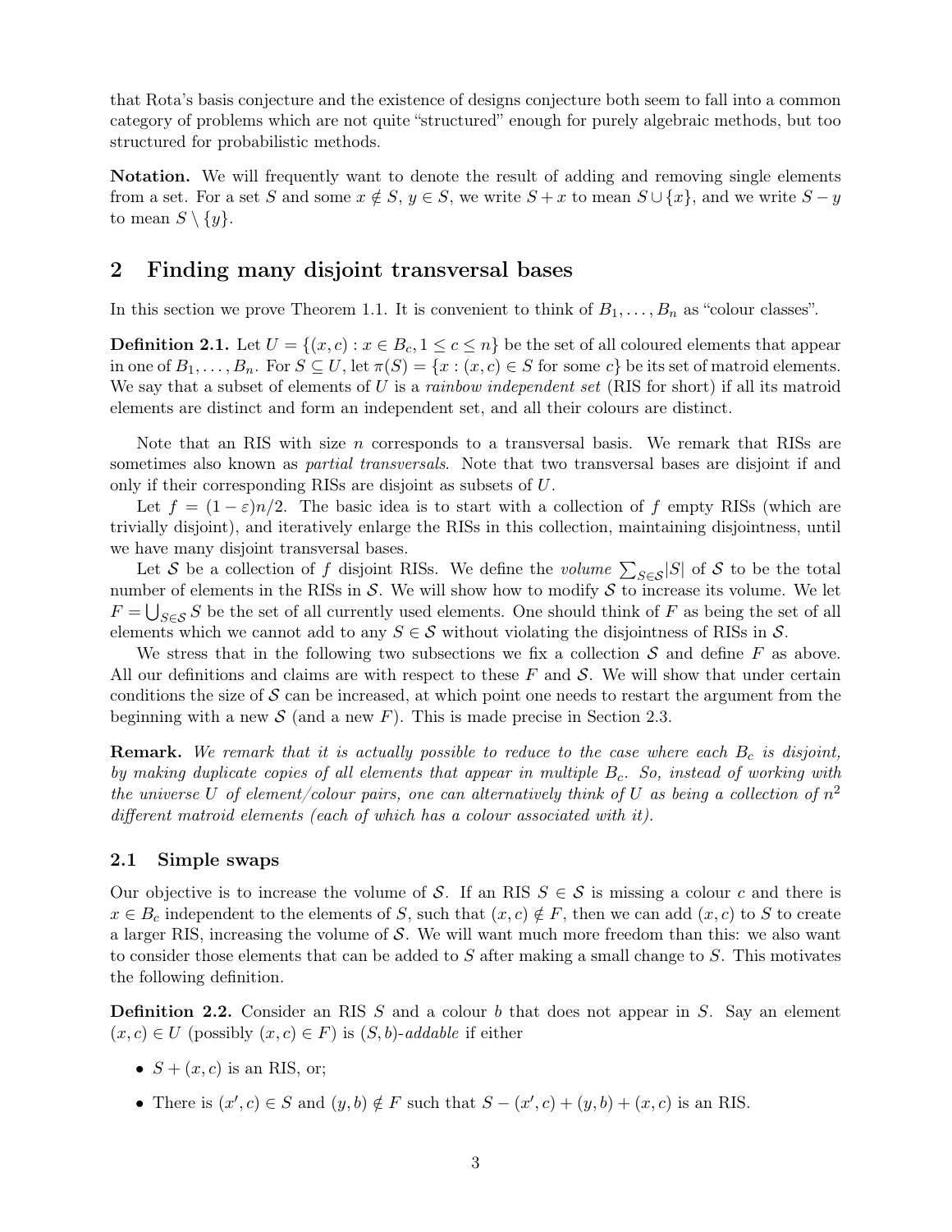that Rota's basis conjecture and the existence of designs conjecture both seem to fall into a common category of problems which are not quite "structured" enough for purely algebraic methods, but too structured for probabilistic methods.

**Notation.** We will frequently want to denote the result of adding and removing single elements from a set. For a set $S$ and some $x \notin S$, $y \in S$, we write $S + x$ to mean $S \cup \{x\}$, and we write $S - y$ to mean $S \setminus \{y\}$.

## 2 Finding many disjoint transversal bases

In this section we prove Theorem 1.1. It is convenient to think of $B_1, \ldots, B_n$ as "colour classes".

**Definition 2.1.** Let $U = \{(x, c) : x \in B_c, 1 \leq c \leq n\}$ be the set of all coloured elements that appear in one of $B_1, \ldots, B_n$. For $S \subseteq U$, let $\pi(S) = \{x : (x, c) \in S \text{ for some } c\}$ be its set of matroid elements. We say that a subset of elements of $U$ is a *rainbow independent set* (RIS for short) if all its matroid elements are distinct and form an independent set, and all their colours are distinct.

Note that an RIS with size $n$ corresponds to a transversal basis. We remark that RISs are sometimes also known as *partial transversals*. Note that two transversal bases are disjoint if and only if their corresponding RISs are disjoint as subsets of $U$.

Let $f = (1 - \varepsilon)n/2$. The basic idea is to start with a collection of $f$ empty RISs (which are trivially disjoint), and iteratively enlarge the RISs in this collection, maintaining disjointness, until we have many disjoint transversal bases.

Let $\mathcal{S}$ be a collection of $f$ disjoint RISs. We define the *volume* $\sum_{S \in \mathcal{S}} |S|$ of $\mathcal{S}$ to be the total number of elements in the RISs in $\mathcal{S}$. We will show how to modify $\mathcal{S}$ to increase its volume. We let $F = \bigcup_{S \in \mathcal{S}} S$ be the set of all currently used elements. One should think of $F$ as being the set of all elements which we cannot add to any $S \in \mathcal{S}$ without violating the disjointness of RISs in $\mathcal{S}$.

We stress that in the following two subsections we fix a collection $\mathcal{S}$ and define $F$ as above. All our definitions and claims are with respect to these $F$ and $\mathcal{S}$. We will show that under certain conditions the size of $\mathcal{S}$ can be increased, at which point one needs to restart the argument from the beginning with a new $\mathcal{S}$ (and a new $F$). This is made precise in Section 2.3.

**Remark.** *We remark that it is actually possible to reduce to the case where each $B_c$ is disjoint, by making duplicate copies of all elements that appear in multiple $B_c$. So, instead of working with the universe $U$ of element/colour pairs, one can alternatively think of $U$ as being a collection of $n^2$ different matroid elements (each of which has a colour associated with it).*

### 2.1 Simple swaps

Our objective is to increase the volume of $\mathcal{S}$. If an RIS $S \in \mathcal{S}$ is missing a colour $c$ and there is $x \in B_c$ independent to the elements of $S$, such that $(x, c) \notin F$, then we can add $(x, c)$ to $S$ to create a larger RIS, increasing the volume of $\mathcal{S}$. We will want much more freedom than this: we also want to consider those elements that can be added to $S$ after making a small change to $S$. This motivates the following definition.

**Definition 2.2.** Consider an RIS $S$ and a colour $b$ that does not appear in $S$. Say an element $(x, c) \in U$ (possibly $(x, c) \in F$) is $(S, b)$-*addable* if either

- $S + (x, c)$ is an RIS, or;
- There is $(x', c) \in S$ and $(y, b) \notin F$ such that $S - (x', c) + (y, b) + (x, c)$ is an RIS.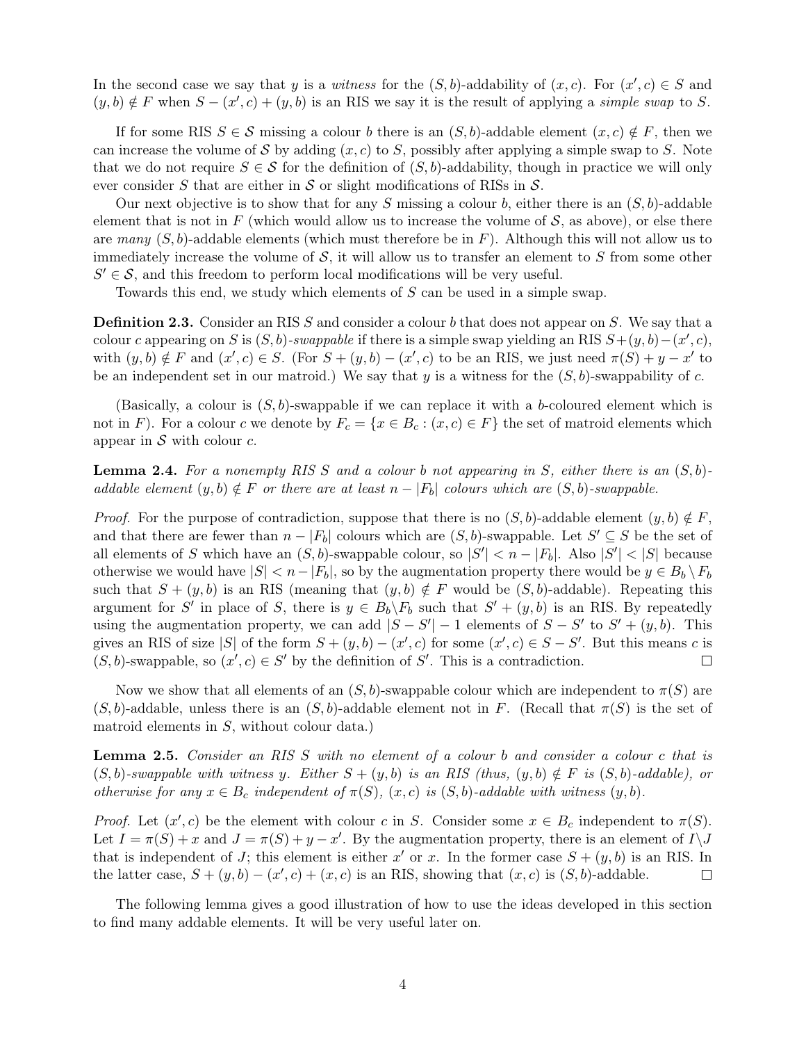In the second case we say that $y$ is a *witness* for the $(S,b)$-addability of $(x,c)$. For $(x',c) \in S$ and $(y,b) \notin F$ when $S - (x',c) + (y,b)$ is an RIS we say it is the result of applying a *simple swap* to $S$.

If for some RIS $S \in \mathcal{S}$ missing a colour $b$ there is an $(S,b)$-addable element $(x,c) \notin F$, then we can increase the volume of $\mathcal{S}$ by adding $(x,c)$ to $S$, possibly after applying a simple swap to $S$. Note that we do not require $S \in \mathcal{S}$ for the definition of $(S,b)$-addability, though in practice we will only ever consider $S$ that are either in $\mathcal{S}$ or slight modifications of RISs in $\mathcal{S}$.

Our next objective is to show that for any $S$ missing a colour $b$, either there is an $(S,b)$-addable element that is not in $F$ (which would allow us to increase the volume of $\mathcal{S}$, as above), or else there are *many* $(S,b)$-addable elements (which must therefore be in $F$). Although this will not allow us to immediately increase the volume of $\mathcal{S}$, it will allow us to transfer an element to $S$ from some other $S' \in \mathcal{S}$, and this freedom to perform local modifications will be very useful.

Towards this end, we study which elements of $S$ can be used in a simple swap.

**Definition 2.3.** Consider an RIS $S$ and consider a colour $b$ that does not appear on $S$. We say that a colour $c$ appearing on $S$ is $(S,b)$-*swappable* if there is a simple swap yielding an RIS $S+(y,b)-(x',c)$, with $(y,b) \notin F$ and $(x',c) \in S$. (For $S+(y,b)-(x',c)$ to be an RIS, we just need $\pi(S)+y-x'$ to be an independent set in our matroid.) We say that $y$ is a witness for the $(S,b)$-swappability of $c$.

(Basically, a colour is $(S,b)$-swappable if we can replace it with a $b$-coloured element which is not in $F$). For a colour $c$ we denote by $F_c = \{x \in B_c : (x,c) \in F\}$ the set of matroid elements which appear in $\mathcal{S}$ with colour $c$.

**Lemma 2.4.** *For a nonempty RIS $S$ and a colour $b$ not appearing in $S$, either there is an $(S,b)$-addable element $(y,b) \notin F$ or there are at least $n - |F_b|$ colours which are $(S,b)$-swappable.*

*Proof.* For the purpose of contradiction, suppose that there is no $(S,b)$-addable element $(y,b) \notin F$, and that there are fewer than $n - |F_b|$ colours which are $(S,b)$-swappable. Let $S' \subseteq S$ be the set of all elements of $S$ which have an $(S,b)$-swappable colour, so $|S'| < n - |F_b|$. Also $|S'| < |S|$ because otherwise we would have $|S| < n - |F_b|$, so by the augmentation property there would be $y \in B_b \setminus F_b$ such that $S + (y,b)$ is an RIS (meaning that $(y,b) \notin F$ would be $(S,b)$-addable). Repeating this argument for $S'$ in place of $S$, there is $y \in B_b \backslash F_b$ such that $S' + (y,b)$ is an RIS. By repeatedly using the augmentation property, we can add $|S - S'| - 1$ elements of $S - S'$ to $S' + (y,b)$. This gives an RIS of size $|S|$ of the form $S + (y,b) - (x',c)$ for some $(x',c) \in S - S'$. But this means $c$ is $(S,b)$-swappable, so $(x',c) \in S'$ by the definition of $S'$. This is a contradiction. $\square$

Now we show that all elements of an $(S,b)$-swappable colour which are independent to $\pi(S)$ are $(S,b)$-addable, unless there is an $(S,b)$-addable element not in $F$. (Recall that $\pi(S)$ is the set of matroid elements in $S$, without colour data.)

**Lemma 2.5.** *Consider an RIS $S$ with no element of a colour $b$ and consider a colour $c$ that is $(S,b)$-swappable with witness $y$. Either $S + (y,b)$ is an RIS (thus, $(y,b) \notin F$ is $(S,b)$-addable), or otherwise for any $x \in B_c$ independent of $\pi(S)$, $(x,c)$ is $(S,b)$-addable with witness $(y,b)$.*

*Proof.* Let $(x',c)$ be the element with colour $c$ in $S$. Consider some $x \in B_c$ independent to $\pi(S)$. Let $I = \pi(S) + x$ and $J = \pi(S) + y - x'$. By the augmentation property, there is an element of $I \backslash J$ that is independent of $J$; this element is either $x'$ or $x$. In the former case $S + (y,b)$ is an RIS. In the latter case, $S + (y,b) - (x',c) + (x,c)$ is an RIS, showing that $(x,c)$ is $(S,b)$-addable. $\square$

The following lemma gives a good illustration of how to use the ideas developed in this section to find many addable elements. It will be very useful later on.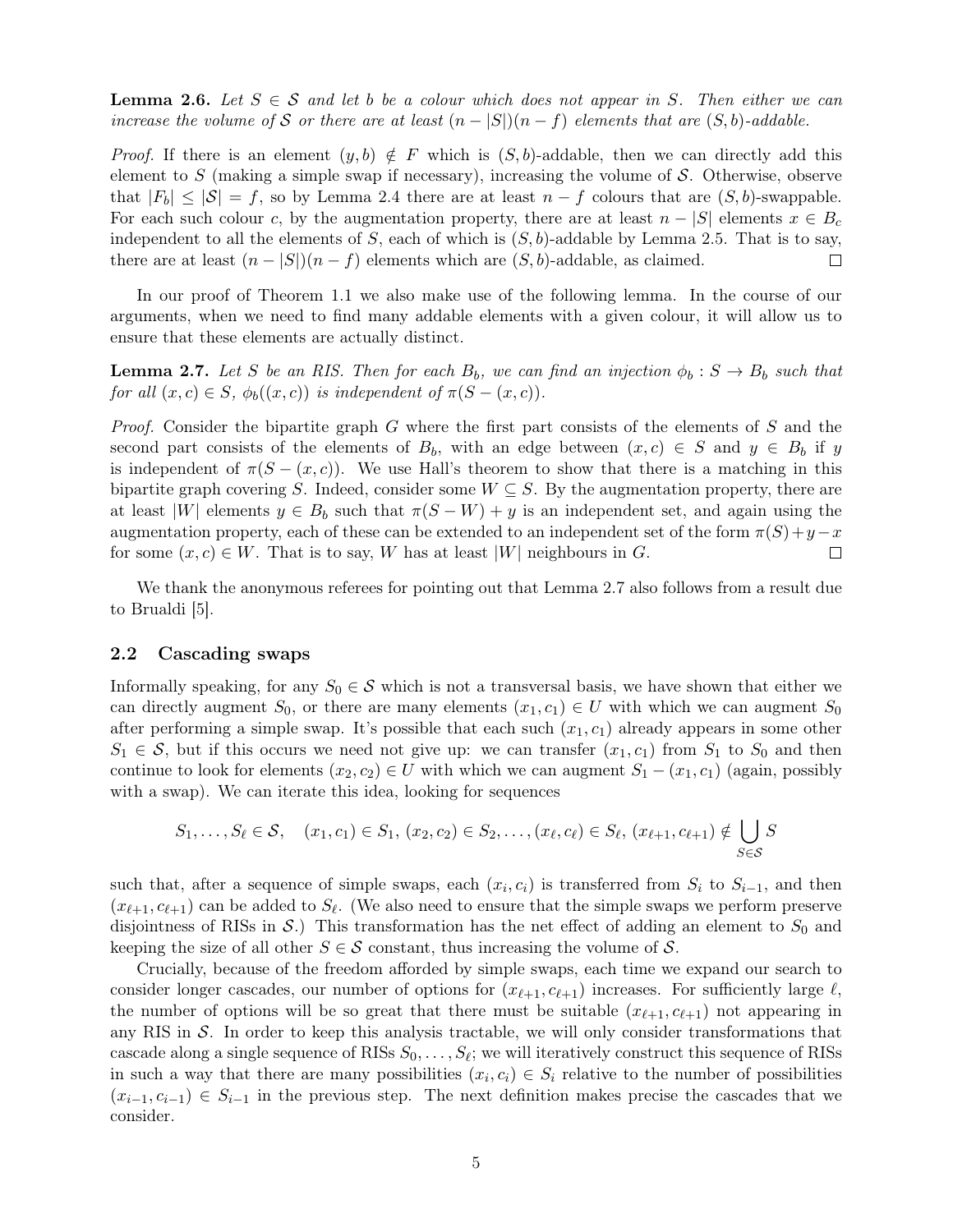**Lemma 2.6.** *Let $S \in \mathcal{S}$ and let $b$ be a colour which does not appear in $S$. Then either we can increase the volume of $\mathcal{S}$ or there are at least $(n - |S|)(n - f)$ elements that are $(S, b)$-addable.*

*Proof.* If there is an element $(y, b) \notin F$ which is $(S, b)$-addable, then we can directly add this element to $S$ (making a simple swap if necessary), increasing the volume of $\mathcal{S}$. Otherwise, observe that $|F_b| \leq |\mathcal{S}| = f$, so by Lemma 2.4 there are at least $n - f$ colours that are $(S, b)$-swappable. For each such colour $c$, by the augmentation property, there are at least $n - |S|$ elements $x \in B_c$ independent to all the elements of $S$, each of which is $(S, b)$-addable by Lemma 2.5. That is to say, there are at least $(n - |S|)(n - f)$ elements which are $(S, b)$-addable, as claimed. □

In our proof of Theorem 1.1 we also make use of the following lemma. In the course of our arguments, when we need to find many addable elements with a given colour, it will allow us to ensure that these elements are actually distinct.

**Lemma 2.7.** *Let $S$ be an RIS. Then for each $B_b$, we can find an injection $\phi_b : S \to B_b$ such that for all $(x, c) \in S$, $\phi_b((x, c))$ is independent of $\pi(S - (x, c))$.*

*Proof.* Consider the bipartite graph $G$ where the first part consists of the elements of $S$ and the second part consists of the elements of $B_b$, with an edge between $(x, c) \in S$ and $y \in B_b$ if $y$ is independent of $\pi(S - (x, c))$. We use Hall's theorem to show that there is a matching in this bipartite graph covering $S$. Indeed, consider some $W \subseteq S$. By the augmentation property, there are at least $|W|$ elements $y \in B_b$ such that $\pi(S - W) + y$ is an independent set, and again using the augmentation property, each of these can be extended to an independent set of the form $\pi(S) + y - x$ for some $(x, c) \in W$. That is to say, $W$ has at least $|W|$ neighbours in $G$. □

We thank the anonymous referees for pointing out that Lemma 2.7 also follows from a result due to Brualdi [5].

## 2.2 Cascading swaps

Informally speaking, for any $S_0 \in \mathcal{S}$ which is not a transversal basis, we have shown that either we can directly augment $S_0$, or there are many elements $(x_1, c_1) \in U$ with which we can augment $S_0$ after performing a simple swap. It's possible that each such $(x_1, c_1)$ already appears in some other $S_1 \in \mathcal{S}$, but if this occurs we need not give up: we can transfer $(x_1, c_1)$ from $S_1$ to $S_0$ and then continue to look for elements $(x_2, c_2) \in U$ with which we can augment $S_1 - (x_1, c_1)$ (again, possibly with a swap). We can iterate this idea, looking for sequences

$$S_1, \ldots, S_\ell \in \mathcal{S}, \quad (x_1, c_1) \in S_1, \, (x_2, c_2) \in S_2, \ldots, (x_\ell, c_\ell) \in S_\ell, \, (x_{\ell+1}, c_{\ell+1}) \notin \bigcup_{S \in \mathcal{S}} S$$

such that, after a sequence of simple swaps, each $(x_i, c_i)$ is transferred from $S_i$ to $S_{i-1}$, and then $(x_{\ell+1}, c_{\ell+1})$ can be added to $S_\ell$. (We also need to ensure that the simple swaps we perform preserve disjointness of RISs in $\mathcal{S}$.) This transformation has the net effect of adding an element to $S_0$ and keeping the size of all other $S \in \mathcal{S}$ constant, thus increasing the volume of $\mathcal{S}$.

Crucially, because of the freedom afforded by simple swaps, each time we expand our search to consider longer cascades, our number of options for $(x_{\ell+1}, c_{\ell+1})$ increases. For sufficiently large $\ell$, the number of options will be so great that there must be suitable $(x_{\ell+1}, c_{\ell+1})$ not appearing in any RIS in $\mathcal{S}$. In order to keep this analysis tractable, we will only consider transformations that cascade along a single sequence of RISs $S_0, \ldots, S_\ell$; we will iteratively construct this sequence of RISs in such a way that there are many possibilities $(x_i, c_i) \in S_i$ relative to the number of possibilities $(x_{i-1}, c_{i-1}) \in S_{i-1}$ in the previous step. The next definition makes precise the cascades that we consider.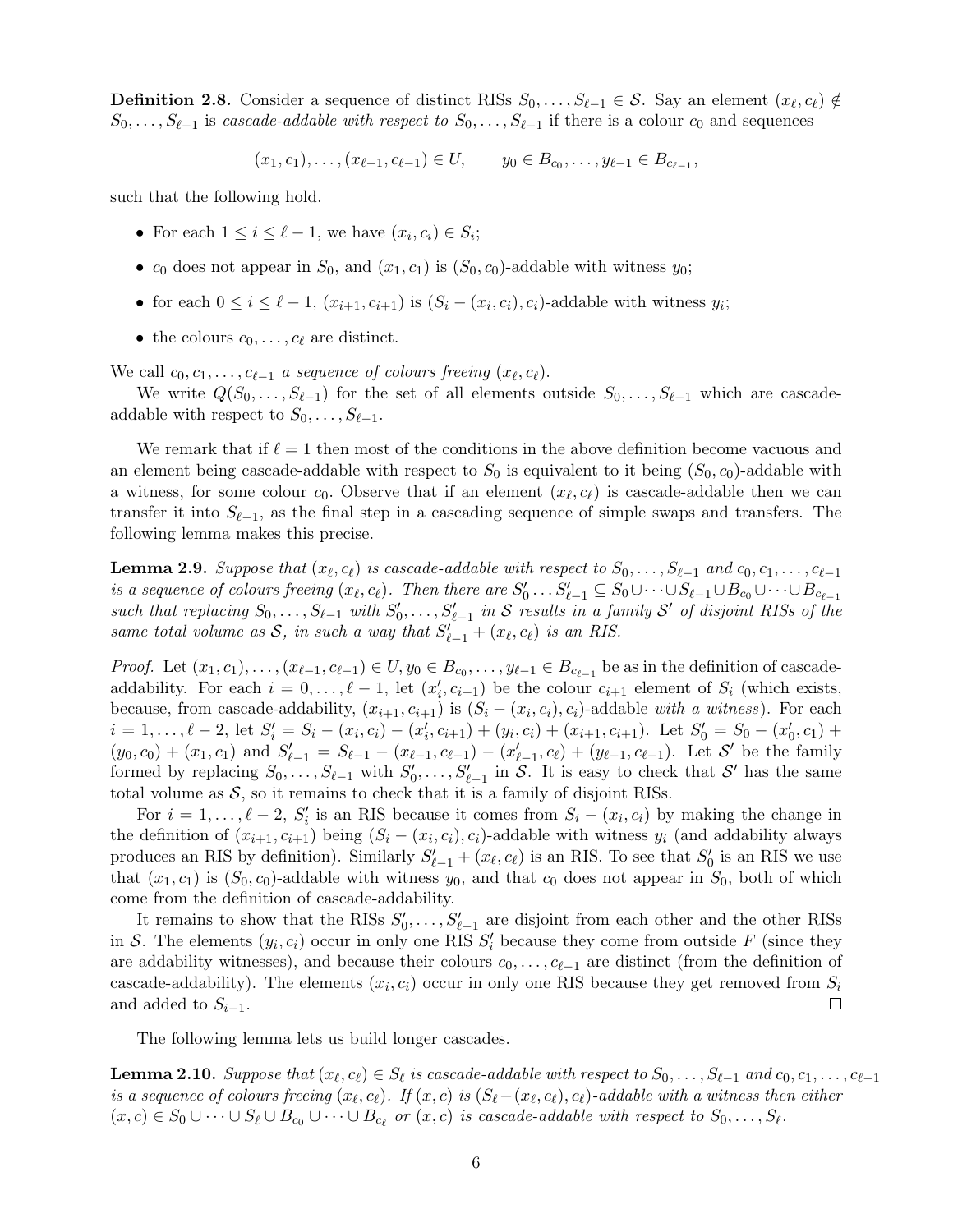**Definition 2.8.** Consider a sequence of distinct RISs $S_0, \dots, S_{\ell-1} \in \mathcal{S}$. Say an element $(x_\ell, c_\ell) \notin S_0, \dots, S_{\ell-1}$ is *cascade-addable with respect to* $S_0, \dots, S_{\ell-1}$ if there is a colour $c_0$ and sequences

$$(x_1, c_1), \dots, (x_{\ell-1}, c_{\ell-1}) \in U, \qquad y_0 \in B_{c_0}, \dots, y_{\ell-1} \in B_{c_{\ell-1}},$$

such that the following hold.

- For each $1 \le i \le \ell - 1$, we have $(x_i, c_i) \in S_i$;
- $c_0$ does not appear in $S_0$, and $(x_1, c_1)$ is $(S_0, c_0)$-addable with witness $y_0$;
- for each $0 \le i \le \ell - 1$, $(x_{i+1}, c_{i+1})$ is $(S_i - (x_i, c_i), c_i)$-addable with witness $y_i$;
- the colours $c_0, \dots, c_\ell$ are distinct.

We call $c_0, c_1, \dots, c_{\ell-1}$ *a sequence of colours freeing* $(x_\ell, c_\ell)$.

We write $Q(S_0, \dots, S_{\ell-1})$ for the set of all elements outside $S_0, \dots, S_{\ell-1}$ which are cascade-addable with respect to $S_0, \dots, S_{\ell-1}$.

We remark that if $\ell = 1$ then most of the conditions in the above definition become vacuous and an element being cascade-addable with respect to $S_0$ is equivalent to it being $(S_0, c_0)$-addable with a witness, for some colour $c_0$. Observe that if an element $(x_\ell, c_\ell)$ is cascade-addable then we can transfer it into $S_{\ell-1}$, as the final step in a cascading sequence of simple swaps and transfers. The following lemma makes this precise.

**Lemma 2.9.** *Suppose that $(x_\ell, c_\ell)$ is cascade-addable with respect to $S_0, \dots, S_{\ell-1}$ and $c_0, c_1, \dots, c_{\ell-1}$ is a sequence of colours freeing $(x_\ell, c_\ell)$. Then there are $S'_0 \dots S'_{\ell-1} \subseteq S_0 \cup \dots \cup S_{\ell-1} \cup B_{c_0} \cup \dots \cup B_{c_{\ell-1}}$ such that replacing $S_0, \dots, S_{\ell-1}$ with $S'_0, \dots, S'_{\ell-1}$ in $\mathcal{S}$ results in a family $\mathcal{S}'$ of disjoint RISs of the same total volume as $\mathcal{S}$, in such a way that $S'_{\ell-1} + (x_\ell, c_\ell)$ is an RIS.*

*Proof.* Let $(x_1, c_1), \dots, (x_{\ell-1}, c_{\ell-1}) \in U, y_0 \in B_{c_0}, \dots, y_{\ell-1} \in B_{c_{\ell-1}}$ be as in the definition of cascade-addability. For each $i = 0, \dots, \ell - 1$, let $(x'_i, c_{i+1})$ be the colour $c_{i+1}$ element of $S_i$ (which exists, because, from cascade-addability, $(x_{i+1}, c_{i+1})$ is $(S_i - (x_i, c_i), c_i)$-addable *with a witness*). For each $i = 1, \dots, \ell - 2$, let $S'_i = S_i - (x_i, c_i) - (x'_i, c_{i+1}) + (y_i, c_i) + (x_{i+1}, c_{i+1})$. Let $S'_0 = S_0 - (x'_0, c_1) + (y_0, c_0) + (x_1, c_1)$ and $S'_{\ell-1} = S_{\ell-1} - (x_{\ell-1}, c_{\ell-1}) - (x'_{\ell-1}, c_\ell) + (y_{\ell-1}, c_{\ell-1})$. Let $\mathcal{S}'$ be the family formed by replacing $S_0, \dots, S_{\ell-1}$ with $S'_0, \dots, S'_{\ell-1}$ in $\mathcal{S}$. It is easy to check that $\mathcal{S}'$ has the same total volume as $\mathcal{S}$, so it remains to check that it is a family of disjoint RISs.

For $i = 1, \dots, \ell - 2$, $S'_i$ is an RIS because it comes from $S_i - (x_i, c_i)$ by making the change in the definition of $(x_{i+1}, c_{i+1})$ being $(S_i - (x_i, c_i), c_i)$-addable with witness $y_i$ (and addability always produces an RIS by definition). Similarly $S'_{\ell-1} + (x_\ell, c_\ell)$ is an RIS. To see that $S'_0$ is an RIS we use that $(x_1, c_1)$ is $(S_0, c_0)$-addable with witness $y_0$, and that $c_0$ does not appear in $S_0$, both of which come from the definition of cascade-addability.

It remains to show that the RISs $S'_0, \dots, S'_{\ell-1}$ are disjoint from each other and the other RISs in $\mathcal{S}$. The elements $(y_i, c_i)$ occur in only one RIS $S'_i$ because they come from outside $F$ (since they are addability witnesses), and because their colours $c_0, \dots, c_{\ell-1}$ are distinct (from the definition of cascade-addability). The elements $(x_i, c_i)$ occur in only one RIS because they get removed from $S_i$ and added to $S_{i-1}$. $\square$

The following lemma lets us build longer cascades.

**Lemma 2.10.** *Suppose that $(x_\ell, c_\ell) \in S_\ell$ is cascade-addable with respect to $S_0, \dots, S_{\ell-1}$ and $c_0, c_1, \dots, c_{\ell-1}$ is a sequence of colours freeing $(x_\ell, c_\ell)$. If $(x, c)$ is $(S_\ell - (x_\ell, c_\ell), c_\ell)$-addable with a witness then either $(x, c) \in S_0 \cup \dots \cup S_\ell \cup B_{c_0} \cup \dots \cup B_{c_\ell}$ or $(x, c)$ is cascade-addable with respect to $S_0, \dots, S_\ell$.*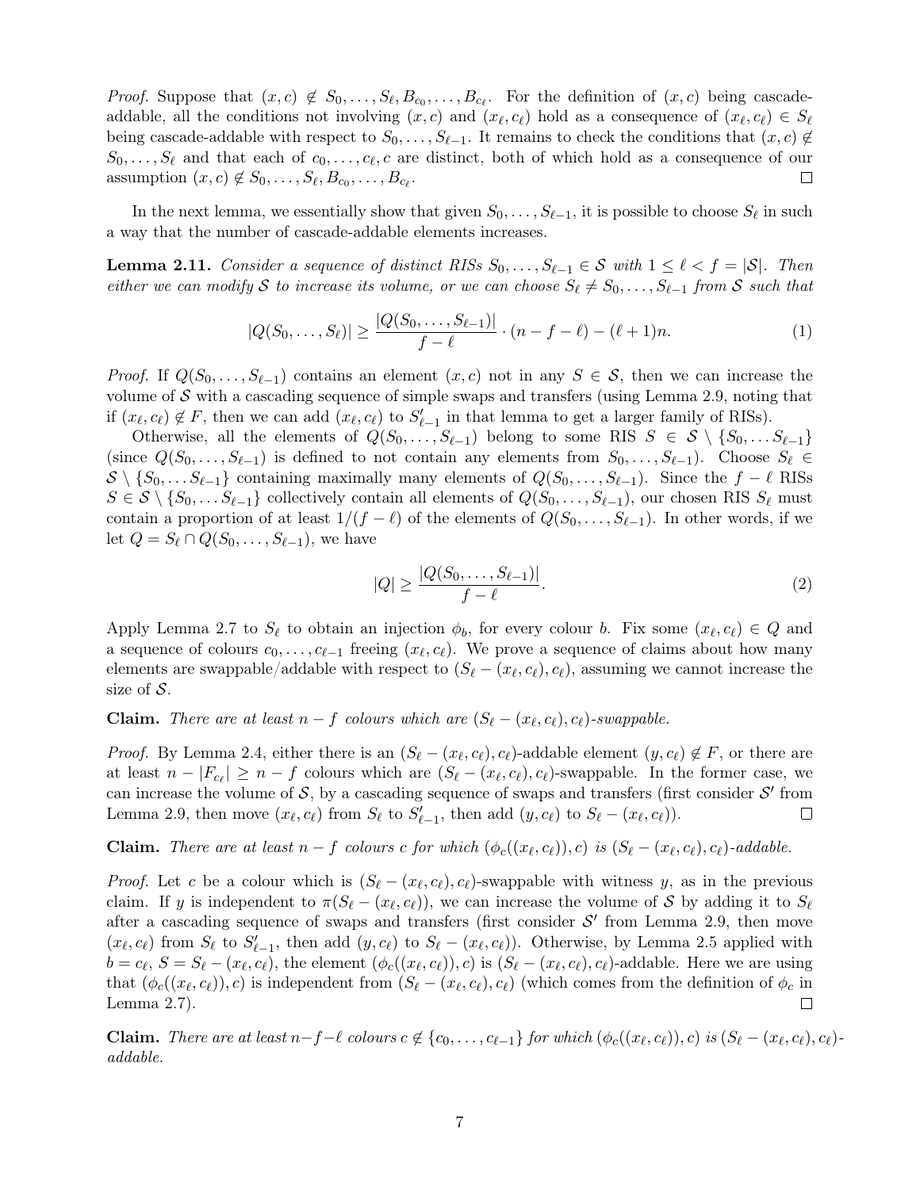*Proof.* Suppose that $(x, c) \notin S_0, \ldots, S_\ell, B_{c_0}, \ldots, B_{c_\ell}$. For the definition of $(x, c)$ being cascade-addable, all the conditions not involving $(x, c)$ and $(x_\ell, c_\ell)$ hold as a consequence of $(x_\ell, c_\ell) \in S_\ell$ being cascade-addable with respect to $S_0, \ldots, S_{\ell-1}$. It remains to check the conditions that $(x, c) \notin S_0, \ldots, S_\ell$ and that each of $c_0, \ldots, c_\ell, c$ are distinct, both of which hold as a consequence of our assumption $(x, c) \notin S_0, \ldots, S_\ell, B_{c_0}, \ldots, B_{c_\ell}$. □

In the next lemma, we essentially show that given $S_0, \ldots, S_{\ell-1}$, it is possible to choose $S_\ell$ in such a way that the number of cascade-addable elements increases.

**Lemma 2.11.** *Consider a sequence of distinct RISs $S_0, \ldots, S_{\ell-1} \in \mathcal{S}$ with $1 \leq \ell < f = |\mathcal{S}|$. Then either we can modify $\mathcal{S}$ to increase its volume, or we can choose $S_\ell \neq S_0, \ldots, S_{\ell-1}$ from $\mathcal{S}$ such that*

$$|Q(S_0, \ldots, S_\ell)| \geq \frac{|Q(S_0, \ldots, S_{\ell-1})|}{f - \ell} \cdot (n - f - \ell) - (\ell + 1)n. \tag{1}$$

*Proof.* If $Q(S_0, \ldots, S_{\ell-1})$ contains an element $(x, c)$ not in any $S \in \mathcal{S}$, then we can increase the volume of $\mathcal{S}$ with a cascading sequence of simple swaps and transfers (using Lemma 2.9, noting that if $(x_\ell, c_\ell) \notin F$, then we can add $(x_\ell, c_\ell)$ to $S'_{\ell-1}$ in that lemma to get a larger family of RISs).

Otherwise, all the elements of $Q(S_0, \ldots, S_{\ell-1})$ belong to some RIS $S \in \mathcal{S} \setminus \{S_0, \ldots S_{\ell-1}\}$ (since $Q(S_0, \ldots, S_{\ell-1})$ is defined to not contain any elements from $S_0, \ldots, S_{\ell-1}$). Choose $S_\ell \in \mathcal{S} \setminus \{S_0, \ldots S_{\ell-1}\}$ containing maximally many elements of $Q(S_0, \ldots, S_{\ell-1})$. Since the $f - \ell$ RISs $S \in \mathcal{S} \setminus \{S_0, \ldots S_{\ell-1}\}$ collectively contain all elements of $Q(S_0, \ldots, S_{\ell-1})$, our chosen RIS $S_\ell$ must contain a proportion of at least $1/(f - \ell)$ of the elements of $Q(S_0, \ldots, S_{\ell-1})$. In other words, if we let $Q = S_\ell \cap Q(S_0, \ldots, S_{\ell-1})$, we have

$$|Q| \geq \frac{|Q(S_0, \ldots, S_{\ell-1})|}{f - \ell}. \tag{2}$$

Apply Lemma 2.7 to $S_\ell$ to obtain an injection $\phi_b$, for every colour $b$. Fix some $(x_\ell, c_\ell) \in Q$ and a sequence of colours $c_0, \ldots, c_{\ell-1}$ freeing $(x_\ell, c_\ell)$. We prove a sequence of claims about how many elements are swappable/addable with respect to $(S_\ell - (x_\ell, c_\ell), c_\ell)$, assuming we cannot increase the size of $\mathcal{S}$.

**Claim.** *There are at least $n - f$ colours which are $(S_\ell - (x_\ell, c_\ell), c_\ell)$-swappable.*

*Proof.* By Lemma 2.4, either there is an $(S_\ell - (x_\ell, c_\ell), c_\ell)$-addable element $(y, c_\ell) \notin F$, or there are at least $n - |F_{c_\ell}| \geq n - f$ colours which are $(S_\ell - (x_\ell, c_\ell), c_\ell)$-swappable. In the former case, we can increase the volume of $\mathcal{S}$, by a cascading sequence of swaps and transfers (first consider $\mathcal{S}'$ from Lemma 2.9, then move $(x_\ell, c_\ell)$ from $S_\ell$ to $S'_{\ell-1}$, then add $(y, c_\ell)$ to $S_\ell - (x_\ell, c_\ell)$). □

**Claim.** *There are at least $n - f$ colours $c$ for which $(\phi_c((x_\ell, c_\ell)), c)$ is $(S_\ell - (x_\ell, c_\ell), c_\ell)$-addable.*

*Proof.* Let $c$ be a colour which is $(S_\ell - (x_\ell, c_\ell), c_\ell)$-swappable with witness $y$, as in the previous claim. If $y$ is independent to $\pi(S_\ell - (x_\ell, c_\ell))$, we can increase the volume of $\mathcal{S}$ by adding it to $S_\ell$ after a cascading sequence of swaps and transfers (first consider $\mathcal{S}'$ from Lemma 2.9, then move $(x_\ell, c_\ell)$ from $S_\ell$ to $S'_{\ell-1}$, then add $(y, c_\ell)$ to $S_\ell - (x_\ell, c_\ell)$). Otherwise, by Lemma 2.5 applied with $b = c_\ell$, $S = S_\ell - (x_\ell, c_\ell)$, the element $(\phi_c((x_\ell, c_\ell)), c)$ is $(S_\ell - (x_\ell, c_\ell), c_\ell)$-addable. Here we are using that $(\phi_c((x_\ell, c_\ell)), c)$ is independent from $(S_\ell - (x_\ell, c_\ell), c_\ell)$ (which comes from the definition of $\phi_c$ in Lemma 2.7). □

**Claim.** *There are at least $n-f-\ell$ colours $c \notin \{c_0, \ldots, c_{\ell-1}\}$ for which $(\phi_c((x_\ell, c_\ell)), c)$ is $(S_\ell - (x_\ell, c_\ell), c_\ell)$-addable.*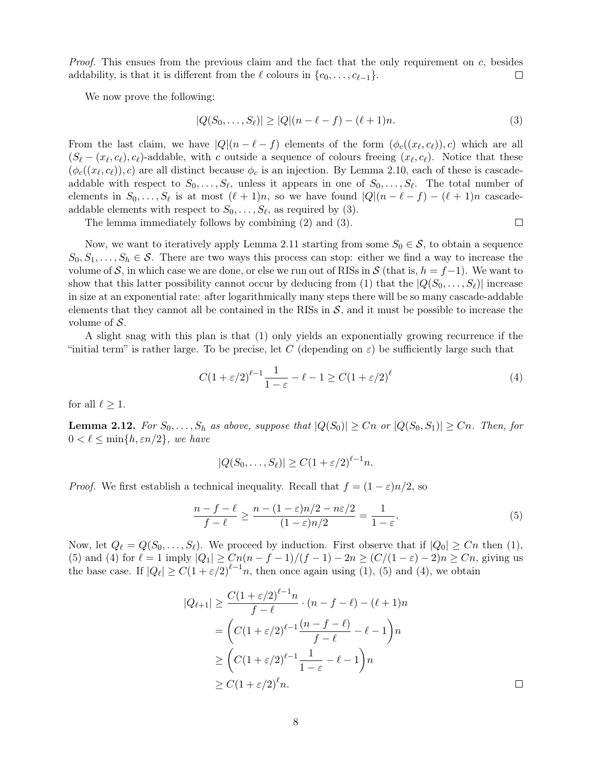*Proof.* This ensues from the previous claim and the fact that the only requirement on $c$, besides addability, is that it is different from the $\ell$ colours in $\{c_0, \ldots, c_{\ell-1}\}$. $\square$

We now prove the following:

$$|Q(S_0, \ldots, S_\ell)| \geq |Q|(n - \ell - f) - (\ell + 1)n. \tag{3}$$

From the last claim, we have $|Q|(n - \ell - f)$ elements of the form $(\phi_c((x_\ell, c_\ell)), c)$ which are all $(S_\ell - (x_\ell, c_\ell), c_\ell)$-addable, with $c$ outside a sequence of colours freeing $(x_\ell, c_\ell)$. Notice that these $(\phi_c((x_\ell, c_\ell)), c)$ are all distinct because $\phi_c$ is an injection. By Lemma 2.10, each of these is cascade-addable with respect to $S_0, \ldots, S_\ell$, unless it appears in one of $S_0, \ldots, S_\ell$. The total number of elements in $S_0, \ldots, S_\ell$ is at most $(\ell + 1)n$, so we have found $|Q|(n - \ell - f) - (\ell + 1)n$ cascade-addable elements with respect to $S_0, \ldots, S_\ell$, as required by (3).

The lemma immediately follows by combining (2) and (3). $\square$

Now, we want to iteratively apply Lemma 2.11 starting from some $S_0 \in \mathcal{S}$, to obtain a sequence $S_0, S_1, \ldots, S_h \in \mathcal{S}$. There are two ways this process can stop: either we find a way to increase the volume of $\mathcal{S}$, in which case we are done, or else we run out of RISs in $\mathcal{S}$ (that is, $h = f - 1$). We want to show that this latter possibility cannot occur by deducing from (1) that the $|Q(S_0, \ldots, S_\ell)|$ increase in size at an exponential rate: after logarithmically many steps there will be so many cascade-addable elements that they cannot all be contained in the RISs in $\mathcal{S}$, and it must be possible to increase the volume of $\mathcal{S}$.

A slight snag with this plan is that (1) only yields an exponentially growing recurrence if the "initial term" is rather large. To be precise, let $C$ (depending on $\varepsilon$) be sufficiently large such that

$$C(1 + \varepsilon/2)^{\ell - 1} \frac{1}{1 - \varepsilon} - \ell - 1 \geq C(1 + \varepsilon/2)^{\ell} \tag{4}$$

for all $\ell \geq 1$.

**Lemma 2.12.** *For $S_0, \ldots, S_h$ as above, suppose that $|Q(S_0)| \geq Cn$ or $|Q(S_0, S_1)| \geq Cn$. Then, for $0 < \ell \leq \min\{h, \varepsilon n/2\}$, we have*

$$|Q(S_0, \ldots, S_\ell)| \geq C(1 + \varepsilon/2)^{\ell - 1} n.$$

*Proof.* We first establish a technical inequality. Recall that $f = (1 - \varepsilon)n/2$, so

$$\frac{n - f - \ell}{f - \ell} \geq \frac{n - (1 - \varepsilon)n/2 - n\varepsilon/2}{(1 - \varepsilon)n/2} = \frac{1}{1 - \varepsilon}. \tag{5}$$

Now, let $Q_\ell = Q(S_0, \ldots, S_\ell)$. We proceed by induction. First observe that if $|Q_0| \geq Cn$ then (1), (5) and (4) for $\ell = 1$ imply $|Q_1| \geq Cn(n - f - 1)/(f - 1) - 2n \geq (C/(1 - \varepsilon) - 2)n \geq Cn$, giving us the base case. If $|Q_\ell| \geq C(1 + \varepsilon/2)^{\ell - 1} n$, then once again using (1), (5) and (4), we obtain

$$\begin{aligned}
|Q_{\ell+1}| &\geq \frac{C(1 + \varepsilon/2)^{\ell - 1} n}{f - \ell} \cdot (n - f - \ell) - (\ell + 1)n \\
&= \left( C(1 + \varepsilon/2)^{\ell - 1} \frac{(n - f - \ell)}{f - \ell} - \ell - 1 \right) n \\
&\geq \left( C(1 + \varepsilon/2)^{\ell - 1} \frac{1}{1 - \varepsilon} - \ell - 1 \right) n \\
&\geq C(1 + \varepsilon/2)^{\ell} n.
\end{aligned}$$

$\square$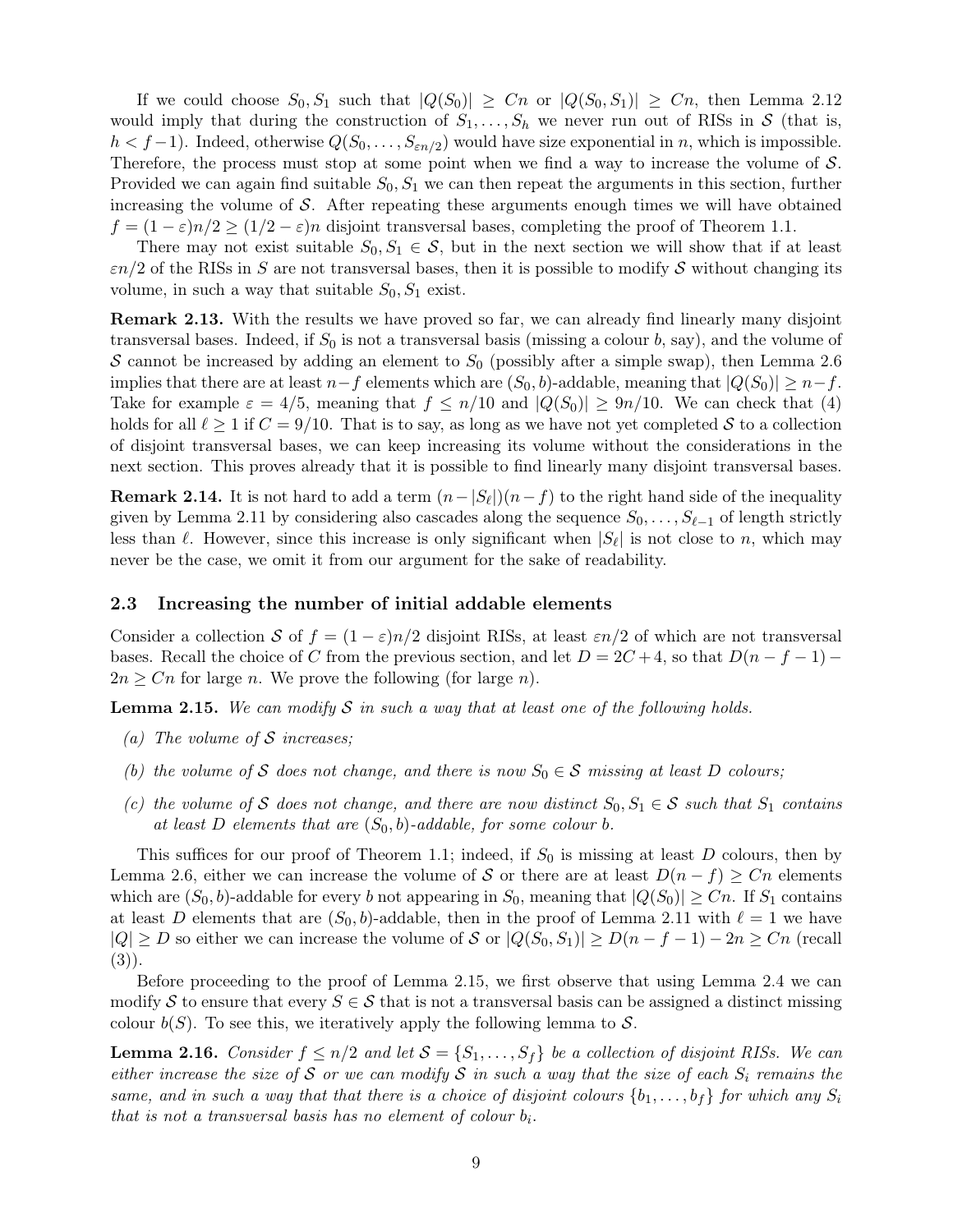If we could choose $S_0, S_1$ such that $|Q(S_0)| \geq Cn$ or $|Q(S_0, S_1)| \geq Cn$, then Lemma 2.12 would imply that during the construction of $S_1, \ldots, S_h$ we never run out of RISs in $\mathcal{S}$ (that is, $h < f-1$). Indeed, otherwise $Q(S_0, \ldots, S_{\varepsilon n/2})$ would have size exponential in $n$, which is impossible. Therefore, the process must stop at some point when we find a way to increase the volume of $\mathcal{S}$. Provided we can again find suitable $S_0, S_1$ we can then repeat the arguments in this section, further increasing the volume of $\mathcal{S}$. After repeating these arguments enough times we will have obtained $f = (1-\varepsilon)n/2 \geq (1/2 - \varepsilon)n$ disjoint transversal bases, completing the proof of Theorem 1.1.

There may not exist suitable $S_0, S_1 \in \mathcal{S}$, but in the next section we will show that if at least $\varepsilon n/2$ of the RISs in $S$ are not transversal bases, then it is possible to modify $\mathcal{S}$ without changing its volume, in such a way that suitable $S_0, S_1$ exist.

**Remark 2.13.** With the results we have proved so far, we can already find linearly many disjoint transversal bases. Indeed, if $S_0$ is not a transversal basis (missing a colour $b$, say), and the volume of $\mathcal{S}$ cannot be increased by adding an element to $S_0$ (possibly after a simple swap), then Lemma 2.6 implies that there are at least $n-f$ elements which are $(S_0, b)$-addable, meaning that $|Q(S_0)| \geq n-f$. Take for example $\varepsilon = 4/5$, meaning that $f \leq n/10$ and $|Q(S_0)| \geq 9n/10$. We can check that (4) holds for all $\ell \geq 1$ if $C = 9/10$. That is to say, as long as we have not yet completed $\mathcal{S}$ to a collection of disjoint transversal bases, we can keep increasing its volume without the considerations in the next section. This proves already that it is possible to find linearly many disjoint transversal bases.

**Remark 2.14.** It is not hard to add a term $(n - |S_\ell|)(n-f)$ to the right hand side of the inequality given by Lemma 2.11 by considering also cascades along the sequence $S_0, \ldots, S_{\ell-1}$ of length strictly less than $\ell$. However, since this increase is only significant when $|S_\ell|$ is not close to $n$, which may never be the case, we omit it from our argument for the sake of readability.

### 2.3 Increasing the number of initial addable elements

Consider a collection $\mathcal{S}$ of $f = (1-\varepsilon)n/2$ disjoint RISs, at least $\varepsilon n/2$ of which are not transversal bases. Recall the choice of $C$ from the previous section, and let $D = 2C + 4$, so that $D(n - f - 1) - 2n \geq Cn$ for large $n$. We prove the following (for large $n$).

**Lemma 2.15.** *We can modify $\mathcal{S}$ in such a way that at least one of the following holds.*

*(a) The volume of $\mathcal{S}$ increases;*

*(b) the volume of $\mathcal{S}$ does not change, and there is now $S_0 \in \mathcal{S}$ missing at least $D$ colours;*

*(c) the volume of $\mathcal{S}$ does not change, and there are now distinct $S_0, S_1 \in \mathcal{S}$ such that $S_1$ contains at least $D$ elements that are $(S_0, b)$-addable, for some colour $b$.*

This suffices for our proof of Theorem 1.1; indeed, if $S_0$ is missing at least $D$ colours, then by Lemma 2.6, either we can increase the volume of $\mathcal{S}$ or there are at least $D(n-f) \geq Cn$ elements which are $(S_0, b)$-addable for every $b$ not appearing in $S_0$, meaning that $|Q(S_0)| \geq Cn$. If $S_1$ contains at least $D$ elements that are $(S_0, b)$-addable, then in the proof of Lemma 2.11 with $\ell = 1$ we have $|Q| \geq D$ so either we can increase the volume of $\mathcal{S}$ or $|Q(S_0, S_1)| \geq D(n - f - 1) - 2n \geq Cn$ (recall (3)).

Before proceeding to the proof of Lemma 2.15, we first observe that using Lemma 2.4 we can modify $\mathcal{S}$ to ensure that every $S \in \mathcal{S}$ that is not a transversal basis can be assigned a distinct missing colour $b(S)$. To see this, we iteratively apply the following lemma to $\mathcal{S}$.

**Lemma 2.16.** *Consider $f \leq n/2$ and let $\mathcal{S} = \{S_1, \ldots, S_f\}$ be a collection of disjoint RISs. We can either increase the size of $\mathcal{S}$ or we can modify $\mathcal{S}$ in such a way that the size of each $S_i$ remains the same, and in such a way that that there is a choice of disjoint colours $\{b_1, \ldots, b_f\}$ for which any $S_i$ that is not a transversal basis has no element of colour $b_i$.*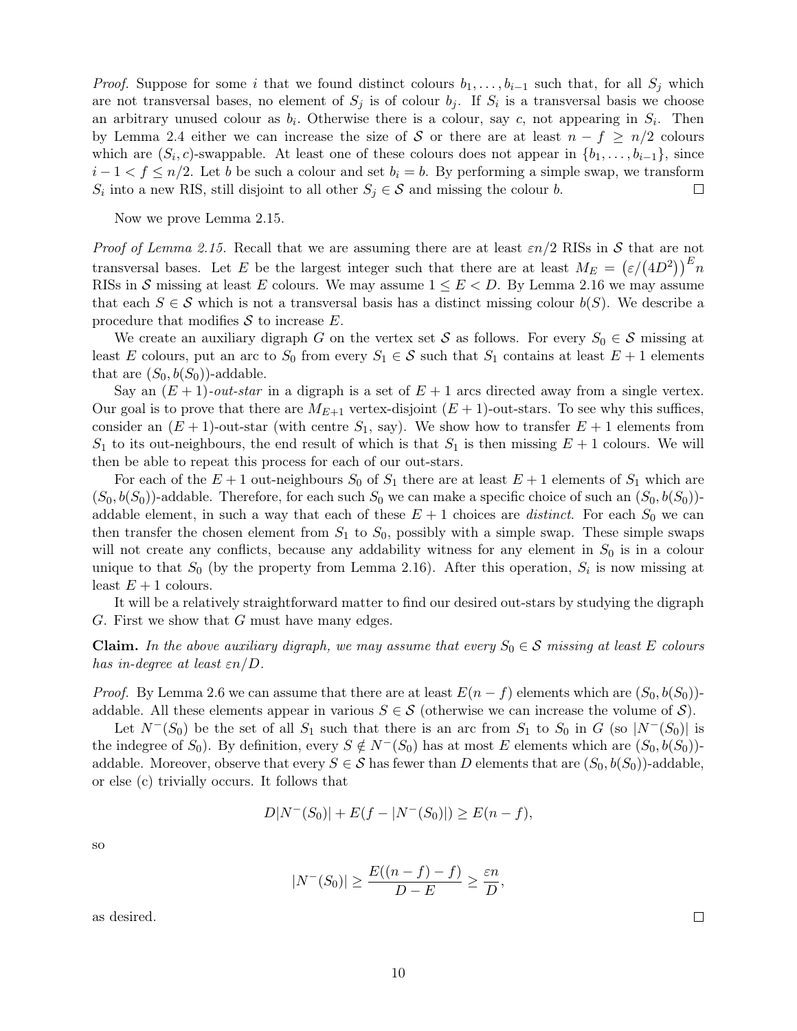*Proof.* Suppose for some $i$ that we found distinct colours $b_1, \ldots, b_{i-1}$ such that, for all $S_j$ which are not transversal bases, no element of $S_j$ is of colour $b_j$. If $S_i$ is a transversal basis we choose an arbitrary unused colour as $b_i$. Otherwise there is a colour, say $c$, not appearing in $S_i$. Then by Lemma 2.4 either we can increase the size of $\mathcal{S}$ or there are at least $n - f \geq n/2$ colours which are $(S_i, c)$-swappable. At least one of these colours does not appear in $\{b_1, \ldots, b_{i-1}\}$, since $i - 1 < f \leq n/2$. Let $b$ be such a colour and set $b_i = b$. By performing a simple swap, we transform $S_i$ into a new RIS, still disjoint to all other $S_j \in \mathcal{S}$ and missing the colour $b$. $\square$

Now we prove Lemma 2.15.

*Proof of Lemma 2.15.* Recall that we are assuming there are at least $\varepsilon n/2$ RISs in $\mathcal{S}$ that are not transversal bases. Let $E$ be the largest integer such that there are at least $M_E = \big(\varepsilon/\big(4D^2\big)\big)^E n$ RISs in $\mathcal{S}$ missing at least $E$ colours. We may assume $1 \leq E < D$. By Lemma 2.16 we may assume that each $S \in \mathcal{S}$ which is not a transversal basis has a distinct missing colour $b(S)$. We describe a procedure that modifies $\mathcal{S}$ to increase $E$.

We create an auxiliary digraph $G$ on the vertex set $\mathcal{S}$ as follows. For every $S_0 \in \mathcal{S}$ missing at least $E$ colours, put an arc to $S_0$ from every $S_1 \in \mathcal{S}$ such that $S_1$ contains at least $E + 1$ elements that are $(S_0, b(S_0))$-addable.

Say an $(E + 1)$-*out-star* in a digraph is a set of $E + 1$ arcs directed away from a single vertex. Our goal is to prove that there are $M_{E+1}$ vertex-disjoint $(E + 1)$-out-stars. To see why this suffices, consider an $(E + 1)$-out-star (with centre $S_1$, say). We show how to transfer $E + 1$ elements from $S_1$ to its out-neighbours, the end result of which is that $S_1$ is then missing $E + 1$ colours. We will then be able to repeat this process for each of our out-stars.

For each of the $E + 1$ out-neighbours $S_0$ of $S_1$ there are at least $E + 1$ elements of $S_1$ which are $(S_0, b(S_0))$-addable. Therefore, for each such $S_0$ we can make a specific choice of such an $(S_0, b(S_0))$-addable element, in such a way that each of these $E + 1$ choices are *distinct*. For each $S_0$ we can then transfer the chosen element from $S_1$ to $S_0$, possibly with a simple swap. These simple swaps will not create any conflicts, because any addability witness for any element in $S_0$ is in a colour unique to that $S_0$ (by the property from Lemma 2.16). After this operation, $S_i$ is now missing at least $E + 1$ colours.

It will be a relatively straightforward matter to find our desired out-stars by studying the digraph $G$. First we show that $G$ must have many edges.

**Claim.** *In the above auxiliary digraph, we may assume that every $S_0 \in \mathcal{S}$ missing at least $E$ colours has in-degree at least $\varepsilon n/D$.*

*Proof.* By Lemma 2.6 we can assume that there are at least $E(n - f)$ elements which are $(S_0, b(S_0))$-addable. All these elements appear in various $S \in \mathcal{S}$ (otherwise we can increase the volume of $\mathcal{S}$).

Let $N^-(S_0)$ be the set of all $S_1$ such that there is an arc from $S_1$ to $S_0$ in $G$ (so $|N^-(S_0)|$ is the indegree of $S_0$). By definition, every $S \notin N^-(S_0)$ has at most $E$ elements which are $(S_0, b(S_0))$-addable. Moreover, observe that every $S \in \mathcal{S}$ has fewer than $D$ elements that are $(S_0, b(S_0))$-addable, or else (c) trivially occurs. It follows that

$$D|N^-(S_0)| + E(f - |N^-(S_0)|) \geq E(n - f),$$

so

$$|N^-(S_0)| \geq \frac{E((n - f) - f)}{D - E} \geq \frac{\varepsilon n}{D},$$

as desired. $\square$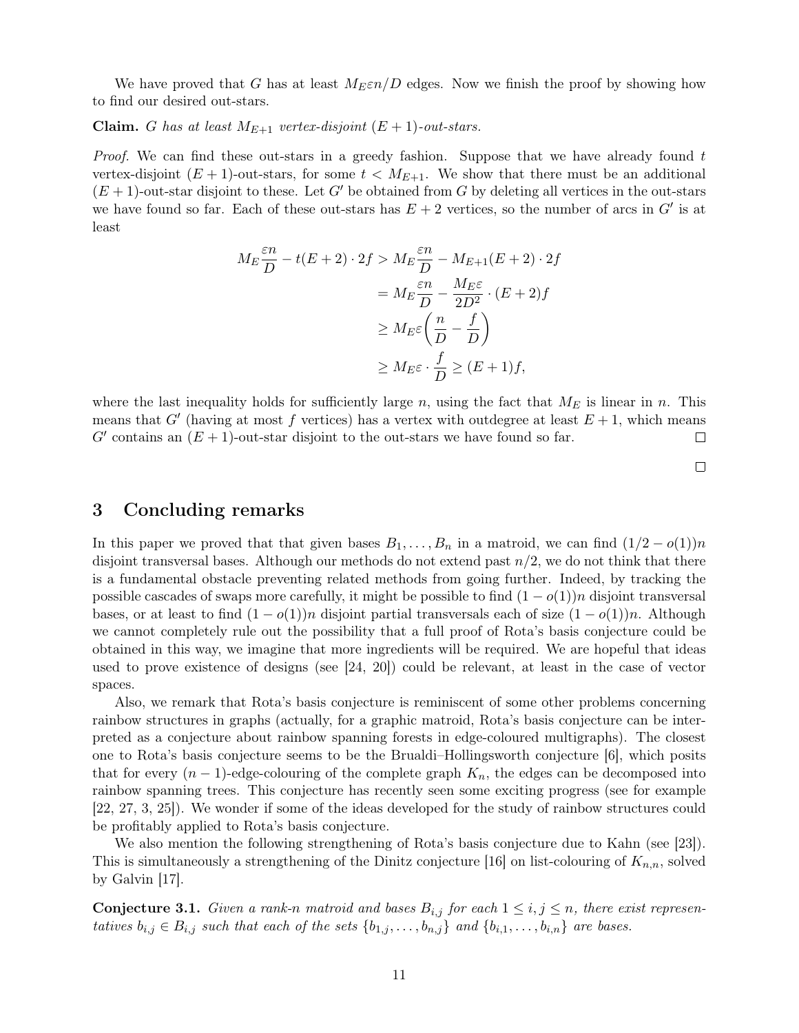We have proved that $G$ has at least $M_E \varepsilon n/D$ edges. Now we finish the proof by showing how to find our desired out-stars.

**Claim.** *$G$ has at least $M_{E+1}$ vertex-disjoint $(E+1)$-out-stars.*

*Proof.* We can find these out-stars in a greedy fashion. Suppose that we have already found $t$ vertex-disjoint $(E+1)$-out-stars, for some $t < M_{E+1}$. We show that there must be an additional $(E+1)$-out-star disjoint to these. Let $G'$ be obtained from $G$ by deleting all vertices in the out-stars we have found so far. Each of these out-stars has $E+2$ vertices, so the number of arcs in $G'$ is at least

$$\begin{aligned}
M_E \frac{\varepsilon n}{D} - t(E+2) \cdot 2f &> M_E \frac{\varepsilon n}{D} - M_{E+1}(E+2) \cdot 2f \\
&= M_E \frac{\varepsilon n}{D} - \frac{M_E \varepsilon}{2D^2} \cdot (E+2) f \\
&\geq M_E \varepsilon \left( \frac{n}{D} - \frac{f}{D} \right) \\
&\geq M_E \varepsilon \cdot \frac{f}{D} \geq (E+1) f,
\end{aligned}$$

where the last inequality holds for sufficiently large $n$, using the fact that $M_E$ is linear in $n$. This means that $G'$ (having at most $f$ vertices) has a vertex with outdegree at least $E+1$, which means $G'$ contains an $(E+1)$-out-star disjoint to the out-stars we have found so far. □

□

## 3 Concluding remarks

In this paper we proved that that given bases $B_1, \dots, B_n$ in a matroid, we can find $(1/2 - o(1))n$ disjoint transversal bases. Although our methods do not extend past $n/2$, we do not think that there is a fundamental obstacle preventing related methods from going further. Indeed, by tracking the possible cascades of swaps more carefully, it might be possible to find $(1 - o(1))n$ disjoint transversal bases, or at least to find $(1 - o(1))n$ disjoint partial transversals each of size $(1 - o(1))n$. Although we cannot completely rule out the possibility that a full proof of Rota's basis conjecture could be obtained in this way, we imagine that more ingredients will be required. We are hopeful that ideas used to prove existence of designs (see [24, 20]) could be relevant, at least in the case of vector spaces.

Also, we remark that Rota's basis conjecture is reminiscent of some other problems concerning rainbow structures in graphs (actually, for a graphic matroid, Rota's basis conjecture can be interpreted as a conjecture about rainbow spanning forests in edge-coloured multigraphs). The closest one to Rota's basis conjecture seems to be the Brualdi–Hollingsworth conjecture [6], which posits that for every $(n-1)$-edge-colouring of the complete graph $K_n$, the edges can be decomposed into rainbow spanning trees. This conjecture has recently seen some exciting progress (see for example [22, 27, 3, 25]). We wonder if some of the ideas developed for the study of rainbow structures could be profitably applied to Rota's basis conjecture.

We also mention the following strengthening of Rota's basis conjecture due to Kahn (see [23]). This is simultaneously a strengthening of the Dinitz conjecture [16] on list-colouring of $K_{n,n}$, solved by Galvin [17].

**Conjecture 3.1.** *Given a rank-$n$ matroid and bases $B_{i,j}$ for each $1 \leq i, j \leq n$, there exist representatives $b_{i,j} \in B_{i,j}$ such that each of the sets $\{b_{1,j}, \dots, b_{n,j}\}$ and $\{b_{i,1}, \dots, b_{i,n}\}$ are bases.*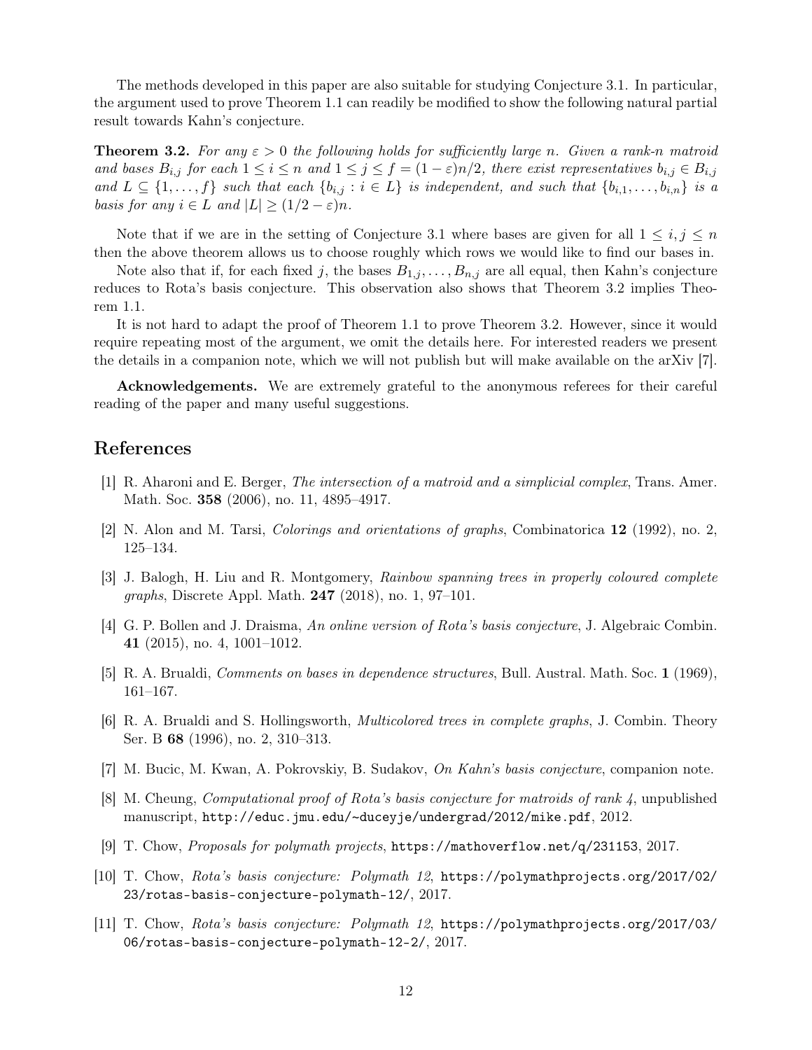The methods developed in this paper are also suitable for studying Conjecture 3.1. In particular, the argument used to prove Theorem 1.1 can readily be modified to show the following natural partial result towards Kahn's conjecture.

**Theorem 3.2.** *For any $\varepsilon > 0$ the following holds for sufficiently large $n$. Given a rank-$n$ matroid and bases $B_{i,j}$ for each $1 \le i \le n$ and $1 \le j \le f = (1-\varepsilon)n/2$, there exist representatives $b_{i,j} \in B_{i,j}$ and $L \subseteq \{1, \ldots, f\}$ such that each $\{b_{i,j} : i \in L\}$ is independent, and such that $\{b_{i,1}, \ldots, b_{i,n}\}$ is a basis for any $i \in L$ and $|L| \ge (1/2 - \varepsilon)n$.*

Note that if we are in the setting of Conjecture 3.1 where bases are given for all $1 \le i, j \le n$ then the above theorem allows us to choose roughly which rows we would like to find our bases in.

Note also that if, for each fixed $j$, the bases $B_{1,j}, \ldots, B_{n,j}$ are all equal, then Kahn's conjecture reduces to Rota's basis conjecture. This observation also shows that Theorem 3.2 implies Theorem 1.1.

It is not hard to adapt the proof of Theorem 1.1 to prove Theorem 3.2. However, since it would require repeating most of the argument, we omit the details here. For interested readers we present the details in a companion note, which we will not publish but will make available on the arXiv [7].

**Acknowledgements.** We are extremely grateful to the anonymous referees for their careful reading of the paper and many useful suggestions.

## References

[1] R. Aharoni and E. Berger, *The intersection of a matroid and a simplicial complex*, Trans. Amer. Math. Soc. **358** (2006), no. 11, 4895–4917.

[2] N. Alon and M. Tarsi, *Colorings and orientations of graphs*, Combinatorica **12** (1992), no. 2, 125–134.

[3] J. Balogh, H. Liu and R. Montgomery, *Rainbow spanning trees in properly coloured complete graphs*, Discrete Appl. Math. **247** (2018), no. 1, 97–101.

[4] G. P. Bollen and J. Draisma, *An online version of Rota's basis conjecture*, J. Algebraic Combin. **41** (2015), no. 4, 1001–1012.

[5] R. A. Brualdi, *Comments on bases in dependence structures*, Bull. Austral. Math. Soc. **1** (1969), 161–167.

[6] R. A. Brualdi and S. Hollingsworth, *Multicolored trees in complete graphs*, J. Combin. Theory Ser. B **68** (1996), no. 2, 310–313.

[7] M. Bucic, M. Kwan, A. Pokrovskiy, B. Sudakov, *On Kahn's basis conjecture*, companion note.

[8] M. Cheung, *Computational proof of Rota's basis conjecture for matroids of rank 4*, unpublished manuscript, http://educ.jmu.edu/~duceyje/undergrad/2012/mike.pdf, 2012.

[9] T. Chow, *Proposals for polymath projects*, https://mathoverflow.net/q/231153, 2017.

[10] T. Chow, *Rota's basis conjecture: Polymath 12*, https://polymathprojects.org/2017/02/23/rotas-basis-conjecture-polymath-12/, 2017.

[11] T. Chow, *Rota's basis conjecture: Polymath 12*, https://polymathprojects.org/2017/03/06/rotas-basis-conjecture-polymath-12-2/, 2017.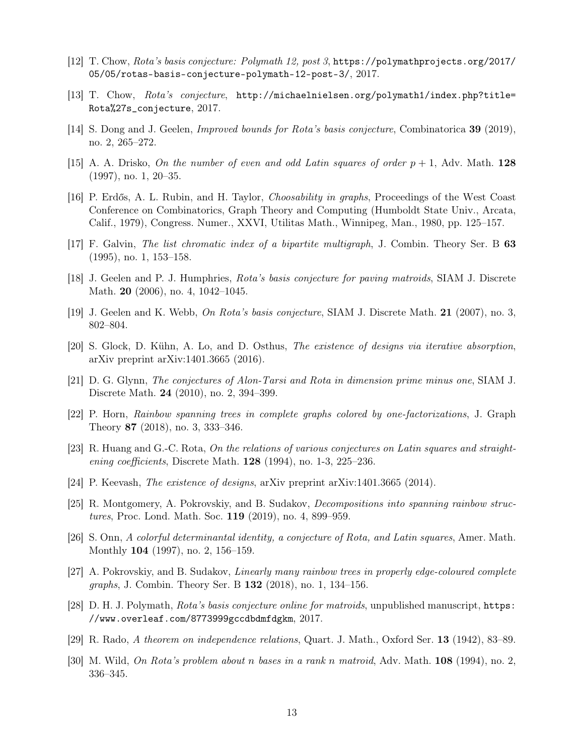[12] T. Chow, *Rota's basis conjecture: Polymath 12, post 3*, https://polymathprojects.org/2017/05/05/rotas-basis-conjecture-polymath-12-post-3/, 2017.

[13] T. Chow, *Rota's conjecture*, http://michaelnielsen.org/polymath1/index.php?title=Rota%27s_conjecture, 2017.

[14] S. Dong and J. Geelen, *Improved bounds for Rota's basis conjecture*, Combinatorica **39** (2019), no. 2, 265–272.

[15] A. A. Drisko, *On the number of even and odd Latin squares of order $p+1$*, Adv. Math. **128** (1997), no. 1, 20–35.

[16] P. Erdős, A. L. Rubin, and H. Taylor, *Choosability in graphs*, Proceedings of the West Coast Conference on Combinatorics, Graph Theory and Computing (Humboldt State Univ., Arcata, Calif., 1979), Congress. Numer., XXVI, Utilitas Math., Winnipeg, Man., 1980, pp. 125–157.

[17] F. Galvin, *The list chromatic index of a bipartite multigraph*, J. Combin. Theory Ser. B **63** (1995), no. 1, 153–158.

[18] J. Geelen and P. J. Humphries, *Rota's basis conjecture for paving matroids*, SIAM J. Discrete Math. **20** (2006), no. 4, 1042–1045.

[19] J. Geelen and K. Webb, *On Rota's basis conjecture*, SIAM J. Discrete Math. **21** (2007), no. 3, 802–804.

[20] S. Glock, D. Kühn, A. Lo, and D. Osthus, *The existence of designs via iterative absorption*, arXiv preprint arXiv:1401.3665 (2016).

[21] D. G. Glynn, *The conjectures of Alon-Tarsi and Rota in dimension prime minus one*, SIAM J. Discrete Math. **24** (2010), no. 2, 394–399.

[22] P. Horn, *Rainbow spanning trees in complete graphs colored by one-factorizations*, J. Graph Theory **87** (2018), no. 3, 333–346.

[23] R. Huang and G.-C. Rota, *On the relations of various conjectures on Latin squares and straightening coefficients*, Discrete Math. **128** (1994), no. 1-3, 225–236.

[24] P. Keevash, *The existence of designs*, arXiv preprint arXiv:1401.3665 (2014).

[25] R. Montgomery, A. Pokrovskiy, and B. Sudakov, *Decompositions into spanning rainbow structures*, Proc. Lond. Math. Soc. **119** (2019), no. 4, 899–959.

[26] S. Onn, *A colorful determinantal identity, a conjecture of Rota, and Latin squares*, Amer. Math. Monthly **104** (1997), no. 2, 156–159.

[27] A. Pokrovskiy, and B. Sudakov, *Linearly many rainbow trees in properly edge-coloured complete graphs*, J. Combin. Theory Ser. B **132** (2018), no. 1, 134–156.

[28] D. H. J. Polymath, *Rota's basis conjecture online for matroids*, unpublished manuscript, https://www.overleaf.com/8773999gccdbdmfdgkm, 2017.

[29] R. Rado, *A theorem on independence relations*, Quart. J. Math., Oxford Ser. **13** (1942), 83–89.

[30] M. Wild, *On Rota's problem about $n$ bases in a rank $n$ matroid*, Adv. Math. **108** (1994), no. 2, 336–345.